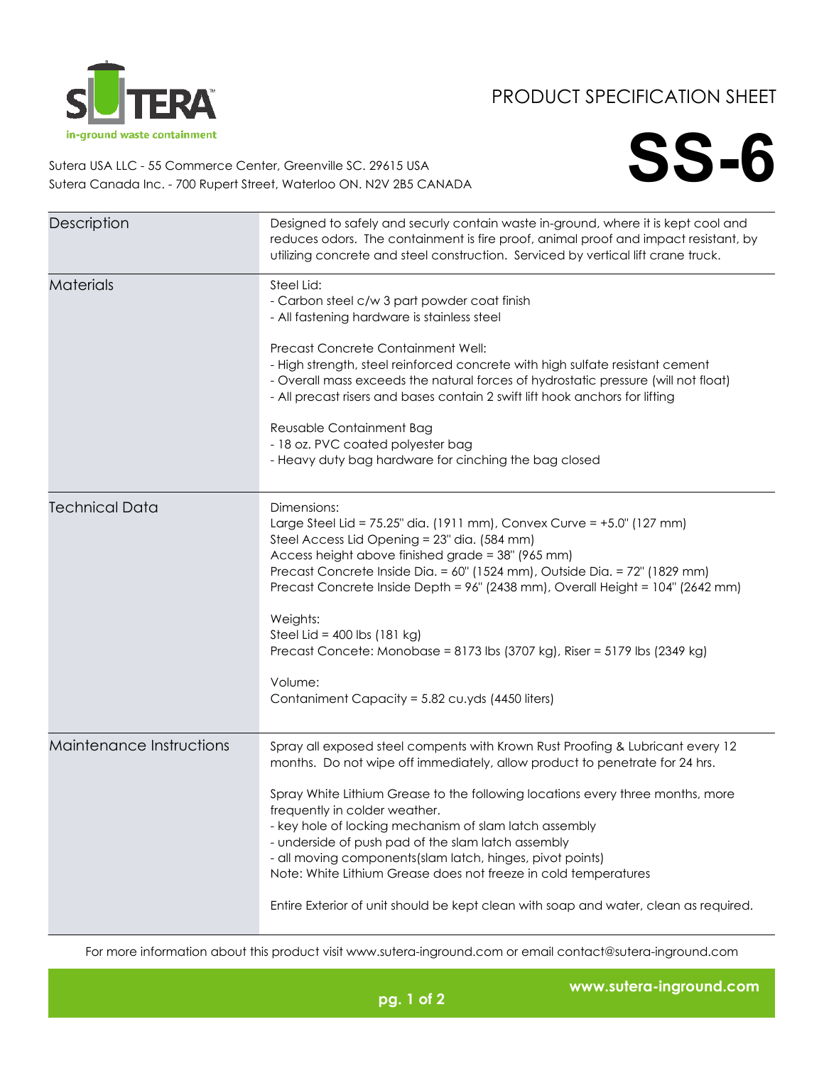SUTERA™

in-ground waste containment

# PRODUCT SPECIFICATION SHEET

# SS-6

Sutera USA LLC - 55 Commerce Center, Greenville SC. 29615 USA
Sutera Canada Inc. - 700 Rupert Street, Waterloo ON. N2V 2B5 CANADA

| | |
|---|---|
| Description | Designed to safely and securly contain waste in-ground, where it is kept cool and reduces odors. The containment is fire proof, animal proof and impact resistant, by utilizing concrete and steel construction. Serviced by vertical lift crane truck. |
| Materials | Steel Lid:<br>- Carbon steel c/w 3 part powder coat finish<br>- All fastening hardware is stainless steel<br><br>Precast Concrete Containment Well:<br>- High strength, steel reinforced concrete with high sulfate resistant cement<br>- Overall mass exceeds the natural forces of hydrostatic pressure (will not float)<br>- All precast risers and bases contain 2 swift lift hook anchors for lifting<br><br>Reusable Containment Bag<br>- 18 oz. PVC coated polyester bag<br>- Heavy duty bag hardware for cinching the bag closed |
| Technical Data | Dimensions:<br>Large Steel Lid = 75.25" dia. (1911 mm), Convex Curve = +5.0" (127 mm)<br>Steel Access Lid Opening = 23" dia. (584 mm)<br>Access height above finished grade = 38" (965 mm)<br>Precast Concrete Inside Dia. = 60" (1524 mm), Outside Dia. = 72" (1829 mm)<br>Precast Concrete Inside Depth = 96" (2438 mm), Overall Height = 104" (2642 mm)<br><br>Weights:<br>Steel Lid = 400 lbs (181 kg)<br>Precast Concete: Monobase = 8173 lbs (3707 kg), Riser = 5179 lbs (2349 kg)<br><br>Volume:<br>Contaniment Capacity = 5.82 cu.yds (4450 liters) |
| Maintenance Instructions | Spray all exposed steel compents with Krown Rust Proofing & Lubricant every 12 months. Do not wipe off immediately, allow product to penetrate for 24 hrs.<br><br>Spray White Lithium Grease to the following locations every three months, more frequently in colder weather.<br>- key hole of locking mechanism of slam latch assembly<br>- underside of push pad of the slam latch assembly<br>- all moving components(slam latch, hinges, pivot points)<br>Note: White Lithium Grease does not freeze in cold temperatures<br><br>Entire Exterior of unit should be kept clean with soap and water, clean as required. |

For more information about this product visit www.sutera-inground.com or email contact@sutera-inground.com

www.sutera-inground.com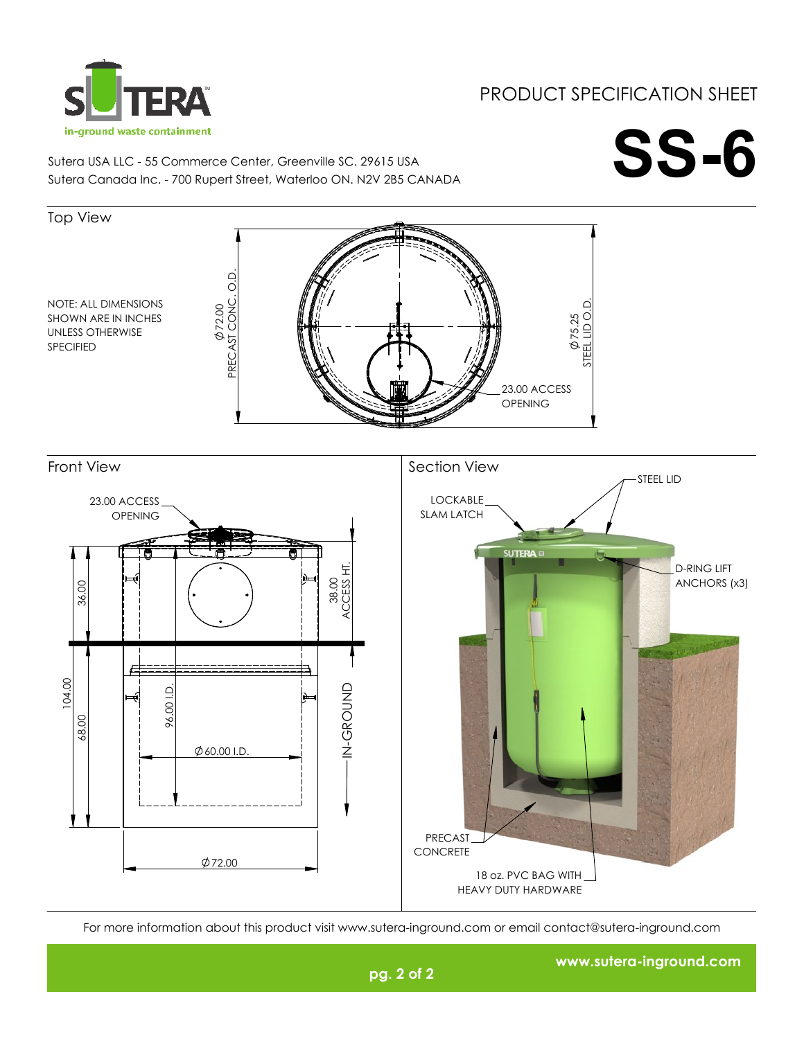Sutera — in-ground waste containment

PRODUCT SPECIFICATION SHEET

# SS-6

Sutera USA LLC - 55 Commerce Center, Greenville SC. 29615 USA
Sutera Canada Inc. - 700 Rupert Street, Waterloo ON. N2V 2B5 CANADA

## Top View

NOTE: ALL DIMENSIONS SHOWN ARE IN INCHES UNLESS OTHERWISE SPECIFIED

Ø72.00
PRECAST CONC. O.D.

Ø75.25
STEEL LID O.D.

23.00 ACCESS OPENING

## Front View

23.00 ACCESS OPENING

36.00

38.00
ACCESS HT.

104.00

68.00

96.00 I.D.

Ø60.00 I.D.

IN-GROUND

Ø72.00

## Section View

STEEL LID

LOCKABLE SLAM LATCH

D-RING LIFT ANCHORS (x3)

PRECAST CONCRETE

18 oz. PVC BAG WITH HEAVY DUTY HARDWARE

For more information about this product visit www.sutera-inground.com or email contact@sutera-inground.com

www.sutera-inground.com